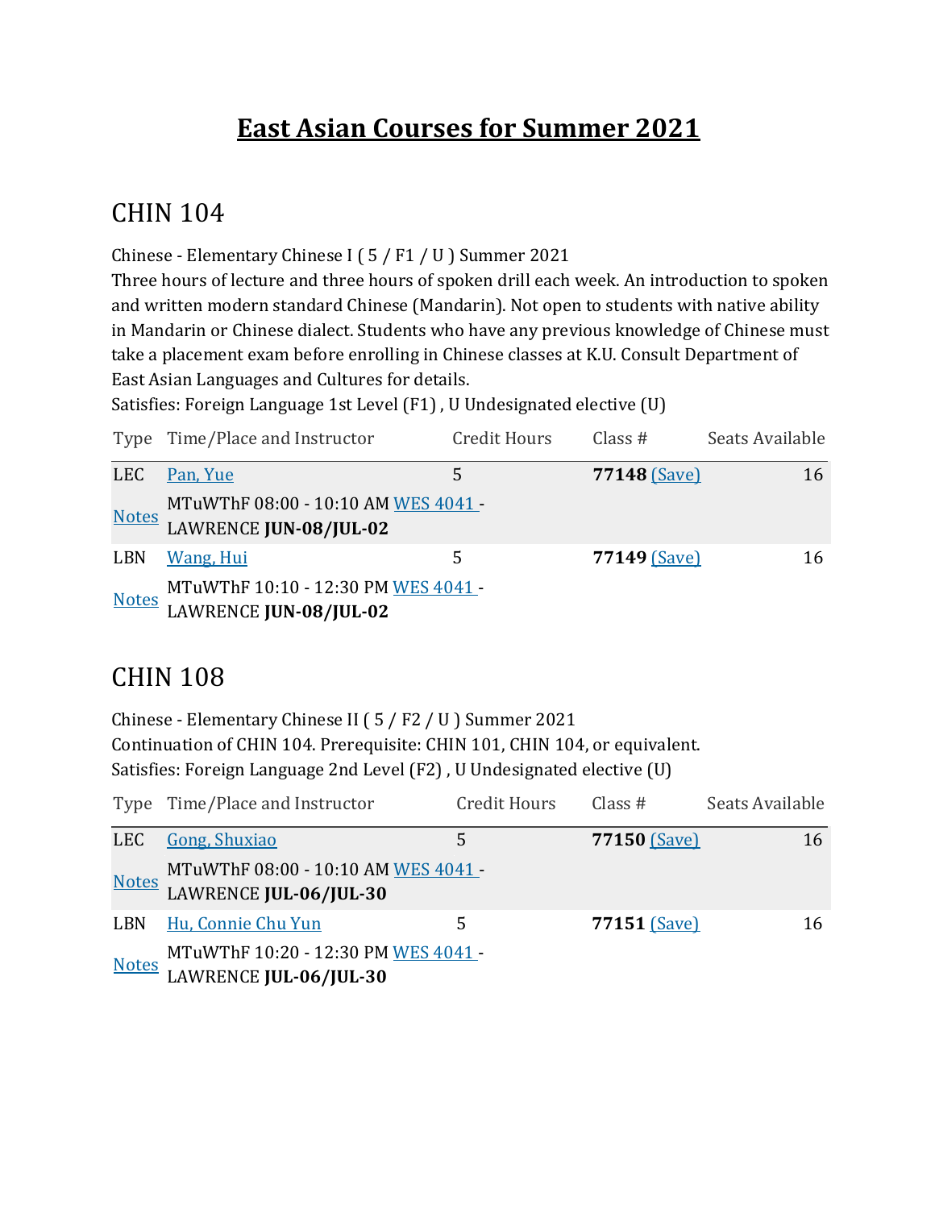# East Asian Courses for Summer 2021

## CHIN 104

Chinese - Elementary Chinese I ( 5 / F1 / U ) Summer 2021
Three hours of lecture and three hours of spoken drill each week. An introduction to spoken and written modern standard Chinese (Mandarin). Not open to students with native ability in Mandarin or Chinese dialect. Students who have any previous knowledge of Chinese must take a placement exam before enrolling in Chinese classes at K.U. Consult Department of East Asian Languages and Cultures for details.
Satisfies: Foreign Language 1st Level (F1) , U Undesignated elective (U)

| Type | Time/Place and Instructor | Credit Hours | Class # | Seats Available |
|---|---|---|---|---|
| LEC | Pan, Yue | 5 | **77148** (Save) | 16 |
| Notes | MTuWThF 08:00 - 10:10 AM WES 4041 - LAWRENCE **JUN-08/JUL-02** | | | |
| LBN | Wang, Hui | 5 | **77149** (Save) | 16 |
| Notes | MTuWThF 10:10 - 12:30 PM WES 4041 - LAWRENCE **JUN-08/JUL-02** | | | |

## CHIN 108

Chinese - Elementary Chinese II ( 5 / F2 / U ) Summer 2021
Continuation of CHIN 104. Prerequisite: CHIN 101, CHIN 104, or equivalent.
Satisfies: Foreign Language 2nd Level (F2) , U Undesignated elective (U)

| Type | Time/Place and Instructor | Credit Hours | Class # | Seats Available |
|---|---|---|---|---|
| LEC | Gong, Shuxiao | 5 | **77150** (Save) | 16 |
| Notes | MTuWThF 08:00 - 10:10 AM WES 4041 - LAWRENCE **JUL-06/JUL-30** | | | |
| LBN | Hu, Connie Chu Yun | 5 | **77151** (Save) | 16 |
| Notes | MTuWThF 10:20 - 12:30 PM WES 4041 - LAWRENCE **JUL-06/JUL-30** | | | |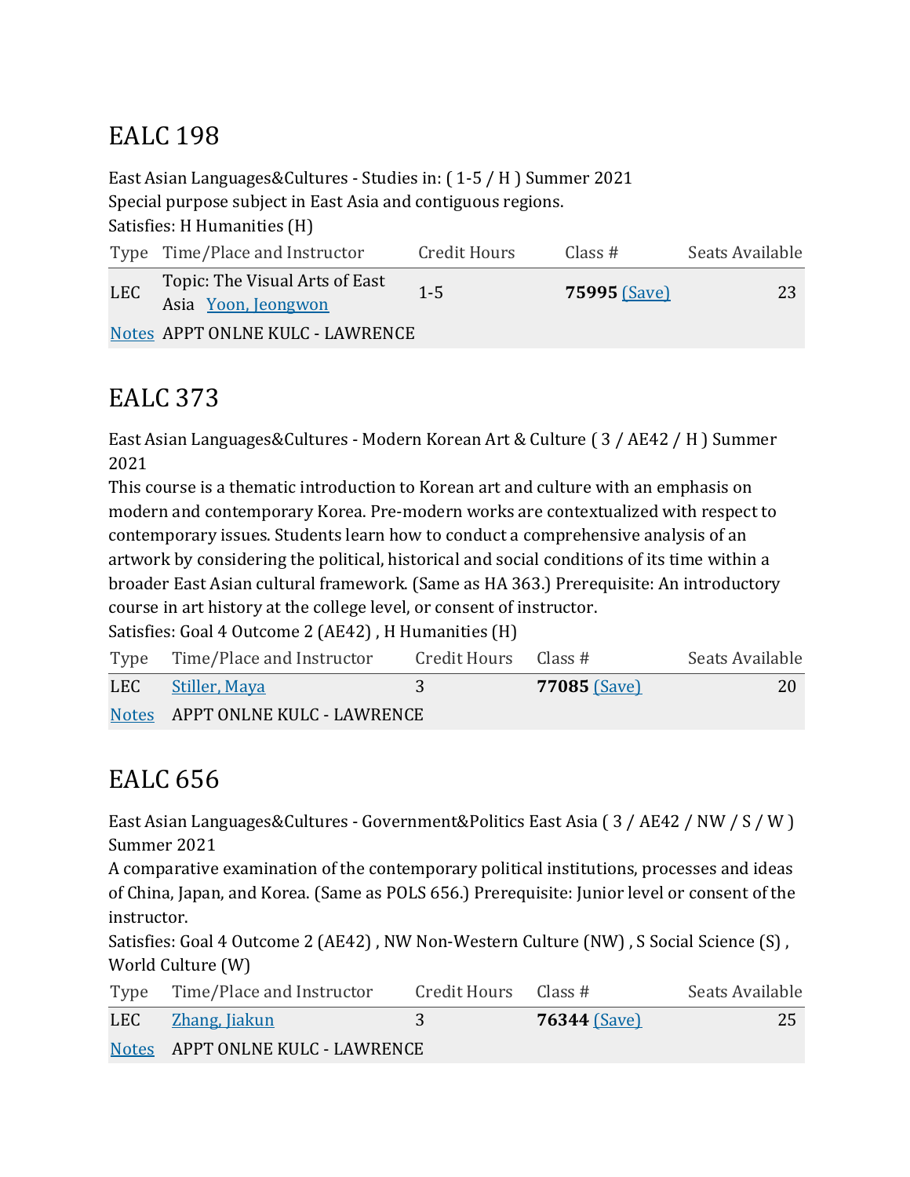# EALC 198

East Asian Languages&Cultures - Studies in: ( 1-5 / H ) Summer 2021
Special purpose subject in East Asia and contiguous regions.
Satisfies: H Humanities (H)

| Type | Time/Place and Instructor | Credit Hours | Class # | Seats Available |
|---|---|---|---|---|
| LEC | Topic: The Visual Arts of East Asia Yoon, Jeongwon | 1-5 | **75995** (Save) | 23 |
| Notes | APPT ONLNE KULC - LAWRENCE | | | |

# EALC 373

East Asian Languages&Cultures - Modern Korean Art & Culture ( 3 / AE42 / H ) Summer 2021
This course is a thematic introduction to Korean art and culture with an emphasis on modern and contemporary Korea. Pre-modern works are contextualized with respect to contemporary issues. Students learn how to conduct a comprehensive analysis of an artwork by considering the political, historical and social conditions of its time within a broader East Asian cultural framework. (Same as HA 363.) Prerequisite: An introductory course in art history at the college level, or consent of instructor.
Satisfies: Goal 4 Outcome 2 (AE42) , H Humanities (H)

| Type | Time/Place and Instructor | Credit Hours | Class # | Seats Available |
|---|---|---|---|---|
| LEC | Stiller, Maya | 3 | **77085** (Save) | 20 |
| Notes | APPT ONLNE KULC - LAWRENCE | | | |

# EALC 656

East Asian Languages&Cultures - Government&Politics East Asia ( 3 / AE42 / NW / S / W ) Summer 2021
A comparative examination of the contemporary political institutions, processes and ideas of China, Japan, and Korea. (Same as POLS 656.) Prerequisite: Junior level or consent of the instructor.
Satisfies: Goal 4 Outcome 2 (AE42) , NW Non-Western Culture (NW) , S Social Science (S) , World Culture (W)

| Type | Time/Place and Instructor | Credit Hours | Class # | Seats Available |
|---|---|---|---|---|
| LEC | Zhang, Jiakun | 3 | **76344** (Save) | 25 |
| Notes | APPT ONLNE KULC - LAWRENCE | | | |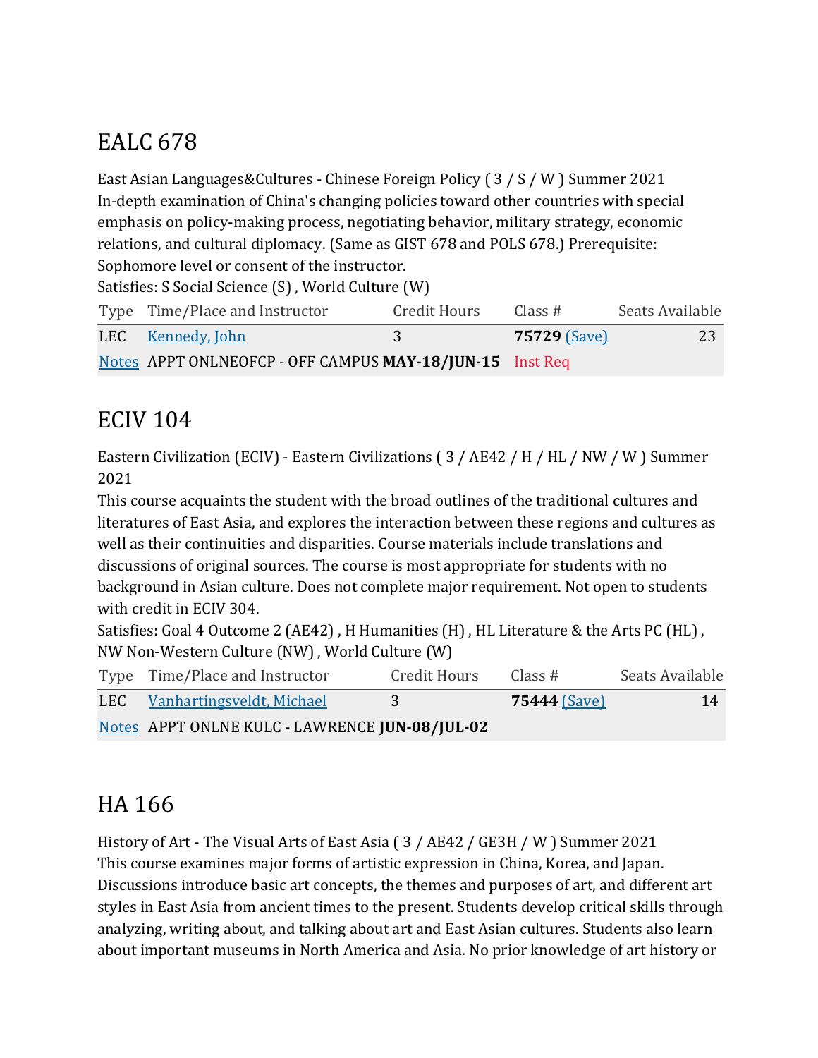## EALC 678

East Asian Languages&Cultures - Chinese Foreign Policy ( 3 / S / W ) Summer 2021
In-depth examination of China's changing policies toward other countries with special emphasis on policy-making process, negotiating behavior, military strategy, economic relations, and cultural diplomacy. (Same as GIST 678 and POLS 678.) Prerequisite: Sophomore level or consent of the instructor.
Satisfies: S Social Science (S) , World Culture (W)

| Type | Time/Place and Instructor | Credit Hours | Class # | Seats Available |
|---|---|---|---|---|
| LEC | Kennedy, John | 3 | **75729** (Save) | 23 |
| Notes | APPT ONLNEOFCP - OFF CAMPUS **MAY-18/JUN-15** | | Inst Req | |

## ECIV 104

Eastern Civilization (ECIV) - Eastern Civilizations ( 3 / AE42 / H / HL / NW / W ) Summer 2021
This course acquaints the student with the broad outlines of the traditional cultures and literatures of East Asia, and explores the interaction between these regions and cultures as well as their continuities and disparities. Course materials include translations and discussions of original sources. The course is most appropriate for students with no background in Asian culture. Does not complete major requirement. Not open to students with credit in ECIV 304.
Satisfies: Goal 4 Outcome 2 (AE42) , H Humanities (H) , HL Literature & the Arts PC (HL) , NW Non-Western Culture (NW) , World Culture (W)

| Type | Time/Place and Instructor | Credit Hours | Class # | Seats Available |
|---|---|---|---|---|
| LEC | Vanhartingsveldt, Michael | 3 | **75444** (Save) | 14 |
| Notes | APPT ONLNE KULC - LAWRENCE **JUN-08/JUL-02** | | | |

## HA 166

History of Art - The Visual Arts of East Asia ( 3 / AE42 / GE3H / W ) Summer 2021
This course examines major forms of artistic expression in China, Korea, and Japan. Discussions introduce basic art concepts, the themes and purposes of art, and different art styles in East Asia from ancient times to the present. Students develop critical skills through analyzing, writing about, and talking about art and East Asian cultures. Students also learn about important museums in North America and Asia. No prior knowledge of art history or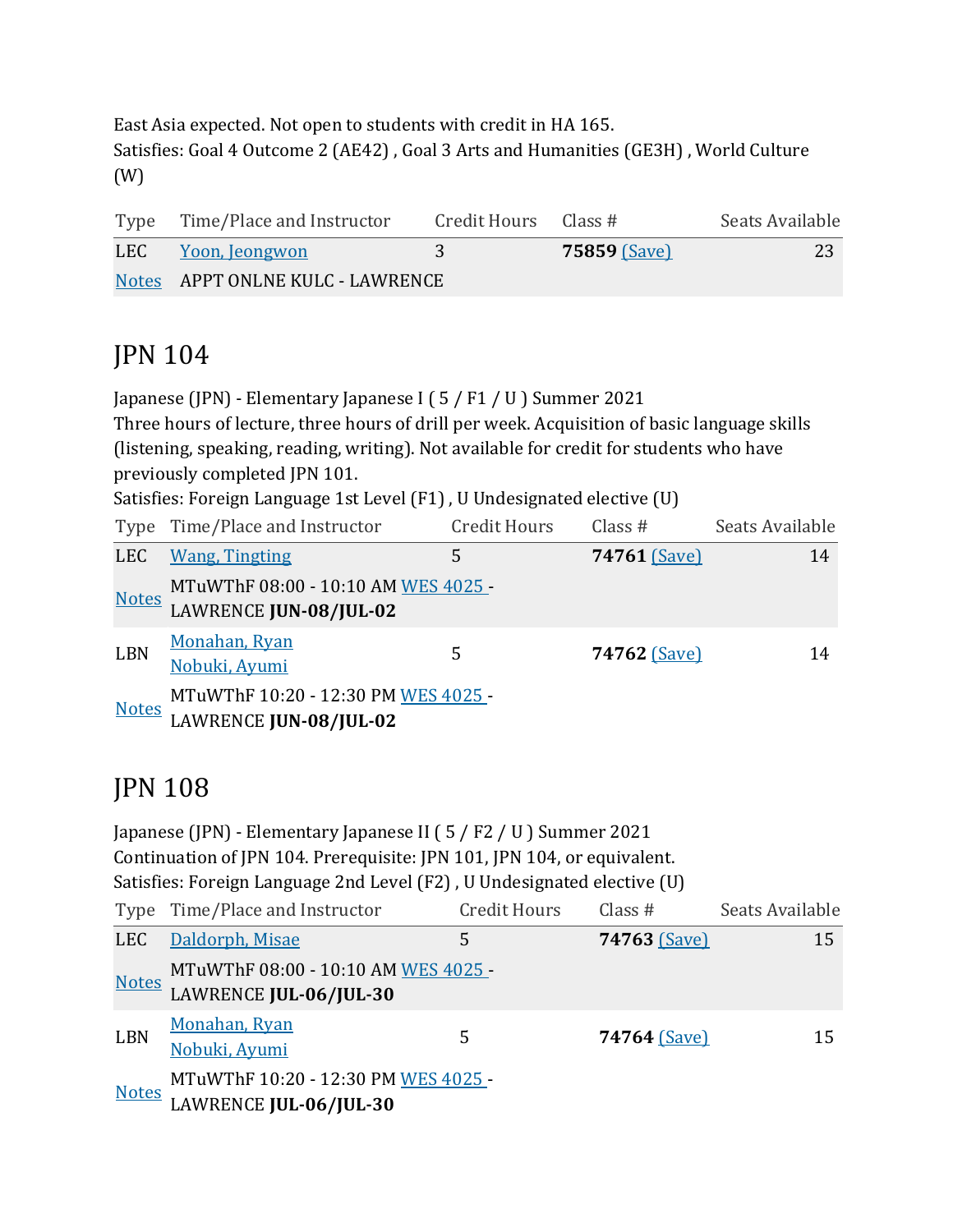East Asia expected. Not open to students with credit in HA 165.
Satisfies: Goal 4 Outcome 2 (AE42) , Goal 3 Arts and Humanities (GE3H) , World Culture (W)

| Type | Time/Place and Instructor | Credit Hours | Class # | Seats Available |
|---|---|---|---|---|
| LEC | Yoon, Jeongwon | 3 | **75859** (Save) | 23 |
| Notes | APPT ONLNE KULC - LAWRENCE | | | |

## JPN 104

Japanese (JPN) - Elementary Japanese I ( 5 / F1 / U ) Summer 2021
Three hours of lecture, three hours of drill per week. Acquisition of basic language skills (listening, speaking, reading, writing). Not available for credit for students who have previously completed JPN 101.
Satisfies: Foreign Language 1st Level (F1) , U Undesignated elective (U)

| Type | Time/Place and Instructor | Credit Hours | Class # | Seats Available |
|---|---|---|---|---|
| LEC | Wang, Tingting | 5 | **74761** (Save) | 14 |
| Notes | MTuWThF 08:00 - 10:10 AM WES 4025 - LAWRENCE **JUN-08/JUL-02** | | | |
| LBN | Monahan, Ryan<br>Nobuki, Ayumi | 5 | **74762** (Save) | 14 |
| Notes | MTuWThF 10:20 - 12:30 PM WES 4025 - LAWRENCE **JUN-08/JUL-02** | | | |

## JPN 108

Japanese (JPN) - Elementary Japanese II ( 5 / F2 / U ) Summer 2021
Continuation of JPN 104. Prerequisite: JPN 101, JPN 104, or equivalent.
Satisfies: Foreign Language 2nd Level (F2) , U Undesignated elective (U)

| Type | Time/Place and Instructor | Credit Hours | Class # | Seats Available |
|---|---|---|---|---|
| LEC | Daldorph, Misae | 5 | **74763** (Save) | 15 |
| Notes | MTuWThF 08:00 - 10:10 AM WES 4025 - LAWRENCE **JUL-06/JUL-30** | | | |
| LBN | Monahan, Ryan<br>Nobuki, Ayumi | 5 | **74764** (Save) | 15 |
| Notes | MTuWThF 10:20 - 12:30 PM WES 4025 - LAWRENCE **JUL-06/JUL-30** | | | |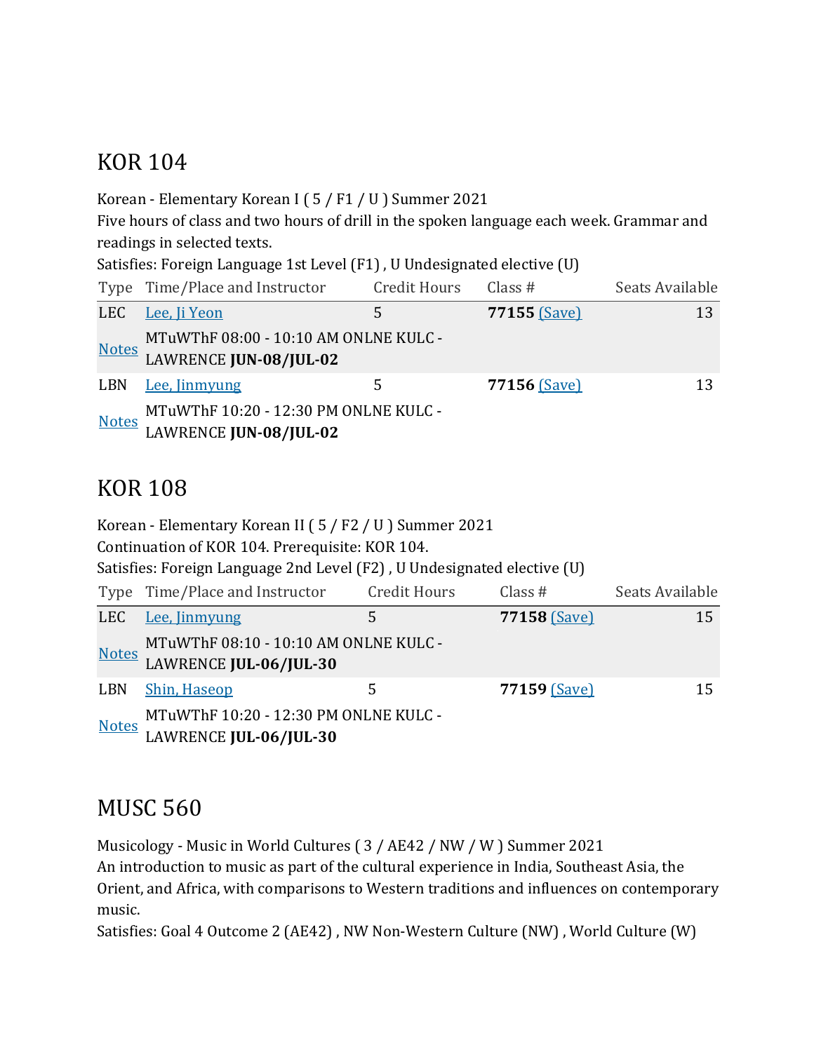## KOR 104

Korean - Elementary Korean I ( 5 / F1 / U ) Summer 2021
Five hours of class and two hours of drill in the spoken language each week. Grammar and readings in selected texts.
Satisfies: Foreign Language 1st Level (F1) , U Undesignated elective (U)

| Type | Time/Place and Instructor | Credit Hours | Class # | Seats Available |
|---|---|---|---|---|
| LEC | Lee, Ji Yeon | 5 | **77155** (Save) | 13 |
| Notes | MTuWThF 08:00 - 10:10 AM ONLNE KULC - LAWRENCE **JUN-08/JUL-02** | | | |
| LBN | Lee, Jinmyung | 5 | **77156** (Save) | 13 |
| Notes | MTuWThF 10:20 - 12:30 PM ONLNE KULC - LAWRENCE **JUN-08/JUL-02** | | | |

## KOR 108

Korean - Elementary Korean II ( 5 / F2 / U ) Summer 2021
Continuation of KOR 104. Prerequisite: KOR 104.
Satisfies: Foreign Language 2nd Level (F2) , U Undesignated elective (U)

| Type | Time/Place and Instructor | Credit Hours | Class # | Seats Available |
|---|---|---|---|---|
| LEC | Lee, Jinmyung | 5 | **77158** (Save) | 15 |
| Notes | MTuWThF 08:10 - 10:10 AM ONLNE KULC - LAWRENCE **JUL-06/JUL-30** | | | |
| LBN | Shin, Haseop | 5 | **77159** (Save) | 15 |
| Notes | MTuWThF 10:20 - 12:30 PM ONLNE KULC - LAWRENCE **JUL-06/JUL-30** | | | |

## MUSC 560

Musicology - Music in World Cultures ( 3 / AE42 / NW / W ) Summer 2021
An introduction to music as part of the cultural experience in India, Southeast Asia, the Orient, and Africa, with comparisons to Western traditions and influences on contemporary music.
Satisfies: Goal 4 Outcome 2 (AE42) , NW Non-Western Culture (NW) , World Culture (W)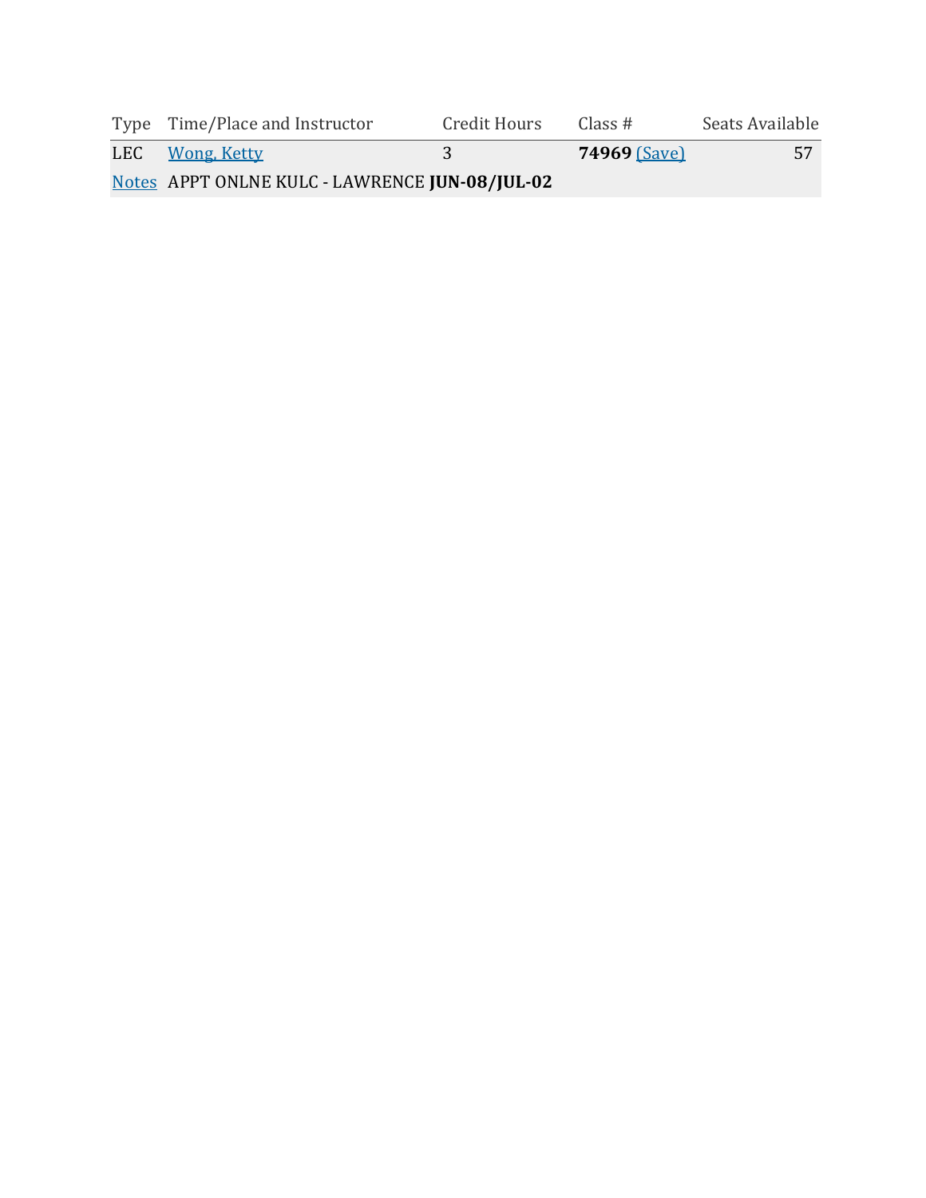| Type | Time/Place and Instructor | Credit Hours | Class # | Seats Available |
| --- | --- | --- | --- | --- |
| LEC | Wong, Ketty | 3 | **74969** (Save) | 57 |
| Notes | APPT ONLNE KULC - LAWRENCE **JUN-08/JUL-02** | | | |